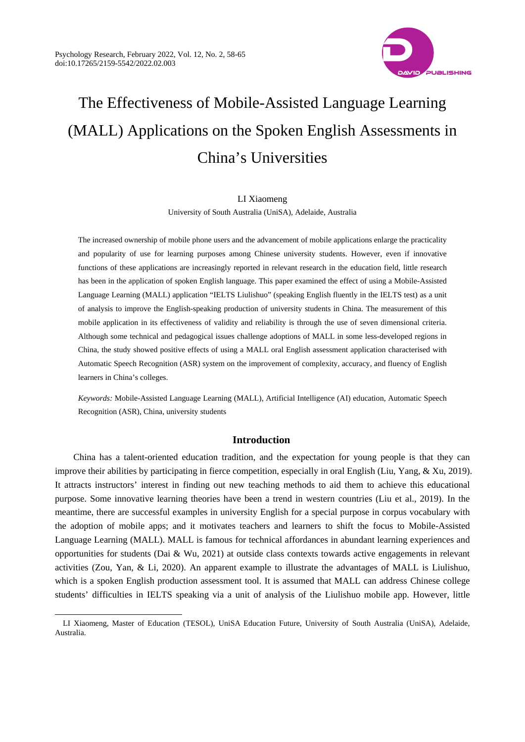# The Effectiveness of Mobile-Assisted Language Learning (MALL) Applications on the Spoken English Assessments in China's Universities

LI Xiaomeng

University of South Australia (UniSA), Adelaide, Australia

The increased ownership of mobile phone users and the advancement of mobile applications enlarge the practicality and popularity of use for learning purposes among Chinese university students. However, even if innovative functions of these applications are increasingly reported in relevant research in the education field, little research has been in the application of spoken English language. This paper examined the effect of using a Mobile-Assisted Language Learning (MALL) application "IELTS Liulishuo" (speaking English fluently in the IELTS test) as a unit of analysis to improve the English-speaking production of university students in China. The measurement of this mobile application in its effectiveness of validity and reliability is through the use of seven dimensional criteria. Although some technical and pedagogical issues challenge adoptions of MALL in some less-developed regions in China, the study showed positive effects of using a MALL oral English assessment application characterised with Automatic Speech Recognition (ASR) system on the improvement of complexity, accuracy, and fluency of English learners in China's colleges.

*Keywords:* Mobile-Assisted Language Learning (MALL), Artificial Intelligence (AI) education, Automatic Speech Recognition (ASR), China, university students

## Introduction

China has a talent-oriented education tradition, and the expectation for young people is that they can improve their abilities by participating in fierce competition, especially in oral English (Liu, Yang, & Xu, 2019). It attracts instructors' interest in finding out new teaching methods to aid them to achieve this educational purpose. Some innovative learning theories have been a trend in western countries (Liu et al., 2019). In the meantime, there are successful examples in university English for a special purpose in corpus vocabulary with the adoption of mobile apps; and it motivates teachers and learners to shift the focus to Mobile-Assisted Language Learning (MALL). MALL is famous for technical affordances in abundant learning experiences and opportunities for students (Dai & Wu, 2021) at outside class contexts towards active engagements in relevant activities (Zou, Yan, & Li, 2020). An apparent example to illustrate the advantages of MALL is Liulishuo, which is a spoken English production assessment tool. It is assumed that MALL can address Chinese college students' difficulties in IELTS speaking via a unit of analysis of the Liulishuo mobile app. However, little

LI Xiaomeng, Master of Education (TESOL), UniSA Education Future, University of South Australia (UniSA), Adelaide, Australia.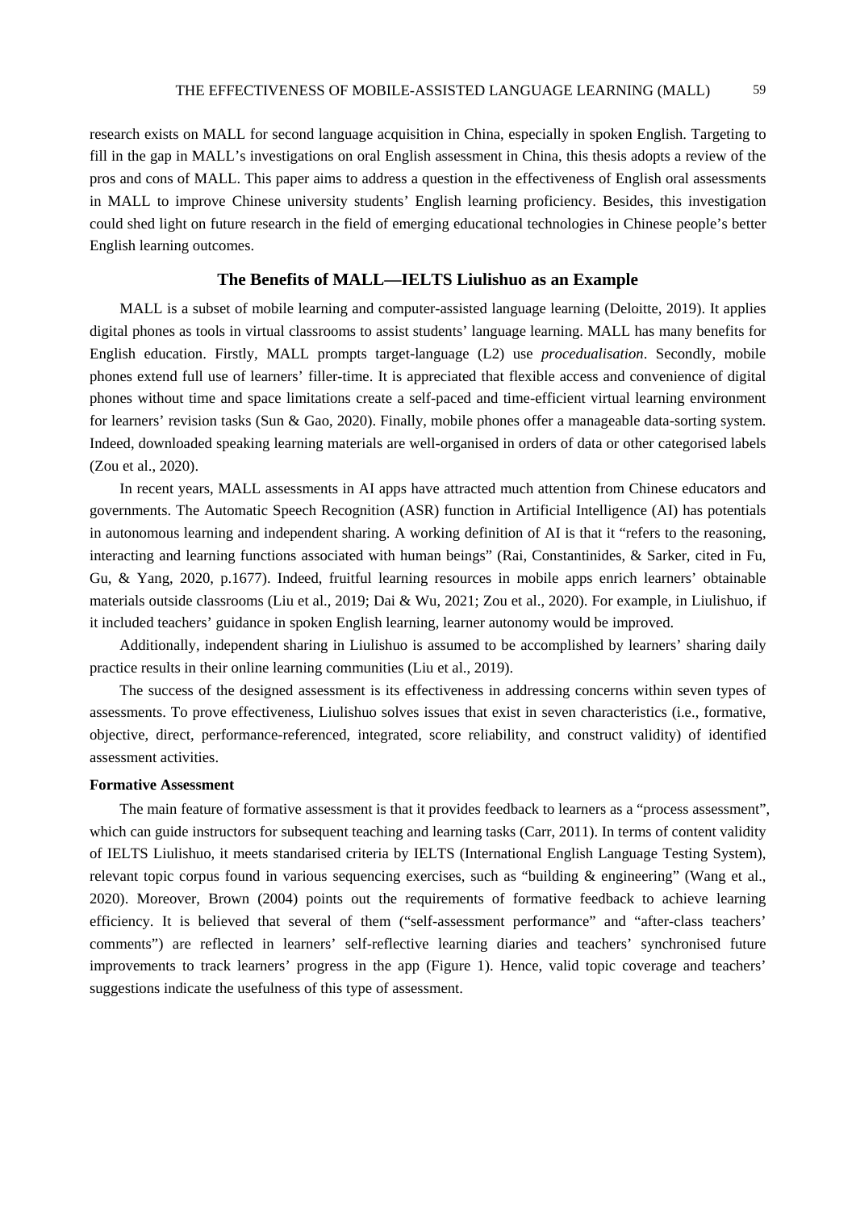research exists on MALL for second language acquisition in China, especially in spoken English. Targeting to fill in the gap in MALL's investigations on oral English assessment in China, this thesis adopts a review of the pros and cons of MALL. This paper aims to address a question in the effectiveness of English oral assessments in MALL to improve Chinese university students' English learning proficiency. Besides, this investigation could shed light on future research in the field of emerging educational technologies in Chinese people's better English learning outcomes.

## The Benefits of MALL—IELTS Liulishuo as an Example

MALL is a subset of mobile learning and computer-assisted language learning (Deloitte, 2019). It applies digital phones as tools in virtual classrooms to assist students' language learning. MALL has many benefits for English education. Firstly, MALL prompts target-language (L2) use *procedualisation*. Secondly, mobile phones extend full use of learners' filler-time. It is appreciated that flexible access and convenience of digital phones without time and space limitations create a self-paced and time-efficient virtual learning environment for learners' revision tasks (Sun & Gao, 2020). Finally, mobile phones offer a manageable data-sorting system. Indeed, downloaded speaking learning materials are well-organised in orders of data or other categorised labels (Zou et al., 2020).

In recent years, MALL assessments in AI apps have attracted much attention from Chinese educators and governments. The Automatic Speech Recognition (ASR) function in Artificial Intelligence (AI) has potentials in autonomous learning and independent sharing. A working definition of AI is that it "refers to the reasoning, interacting and learning functions associated with human beings" (Rai, Constantinides, & Sarker, cited in Fu, Gu, & Yang, 2020, p.1677). Indeed, fruitful learning resources in mobile apps enrich learners' obtainable materials outside classrooms (Liu et al., 2019; Dai & Wu, 2021; Zou et al., 2020). For example, in Liulishuo, if it included teachers' guidance in spoken English learning, learner autonomy would be improved.

Additionally, independent sharing in Liulishuo is assumed to be accomplished by learners' sharing daily practice results in their online learning communities (Liu et al., 2019).

The success of the designed assessment is its effectiveness in addressing concerns within seven types of assessments. To prove effectiveness, Liulishuo solves issues that exist in seven characteristics (i.e., formative, objective, direct, performance-referenced, integrated, score reliability, and construct validity) of identified assessment activities.

### Formative Assessment

The main feature of formative assessment is that it provides feedback to learners as a "process assessment", which can guide instructors for subsequent teaching and learning tasks (Carr, 2011). In terms of content validity of IELTS Liulishuo, it meets standarised criteria by IELTS (International English Language Testing System), relevant topic corpus found in various sequencing exercises, such as "building & engineering" (Wang et al., 2020). Moreover, Brown (2004) points out the requirements of formative feedback to achieve learning efficiency. It is believed that several of them ("self-assessment performance" and "after-class teachers' comments") are reflected in learners' self-reflective learning diaries and teachers' synchronised future improvements to track learners' progress in the app (Figure 1). Hence, valid topic coverage and teachers' suggestions indicate the usefulness of this type of assessment.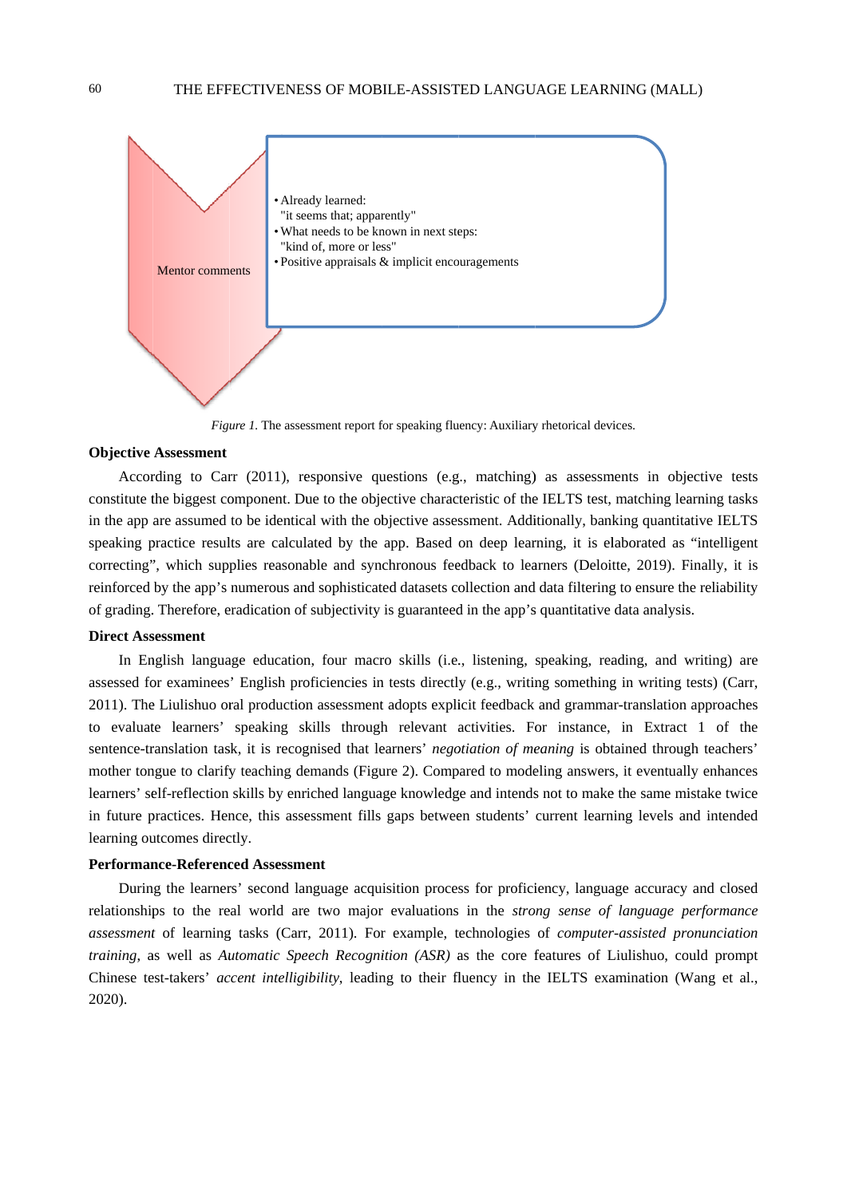Mentor comments

- Already learned:
  "it seems that; apparently"
- What needs to be known in next steps:
  "kind of, more or less"
- Positive appraisals & implicit encouragements

*Figure 1.* The assessment report for speaking fluency: Auxiliary rhetorical devices.

**Objective Assessment**

According to Carr (2011), responsive questions (e.g., matching) as assessments in objective tests constitute the biggest component. Due to the objective characteristic of the IELTS test, matching learning tasks in the app are assumed to be identical with the objective assessment. Additionally, banking quantitative IELTS speaking practice results are calculated by the app. Based on deep learning, it is elaborated as "intelligent correcting", which supplies reasonable and synchronous feedback to learners (Deloitte, 2019). Finally, it is reinforced by the app's numerous and sophisticated datasets collection and data filtering to ensure the reliability of grading. Therefore, eradication of subjectivity is guaranteed in the app's quantitative data analysis.

**Direct Assessment**

In English language education, four macro skills (i.e., listening, speaking, reading, and writing) are assessed for examinees' English proficiencies in tests directly (e.g., writing something in writing tests) (Carr, 2011). The Liulishuo oral production assessment adopts explicit feedback and grammar-translation approaches to evaluate learners' speaking skills through relevant activities. For instance, in Extract 1 of the sentence-translation task, it is recognised that learners' *negotiation of meaning* is obtained through teachers' mother tongue to clarify teaching demands (Figure 2). Compared to modeling answers, it eventually enhances learners' self-reflection skills by enriched language knowledge and intends not to make the same mistake twice in future practices. Hence, this assessment fills gaps between students' current learning levels and intended learning outcomes directly.

**Performance-Referenced Assessment**

During the learners' second language acquisition process for proficiency, language accuracy and closed relationships to the real world are two major evaluations in the *strong sense of language performance assessment* of learning tasks (Carr, 2011). For example, technologies of *computer-assisted pronunciation training*, as well as *Automatic Speech Recognition (ASR)* as the core features of Liulishuo, could prompt Chinese test-takers' *accent intelligibility*, leading to their fluency in the IELTS examination (Wang et al., 2020).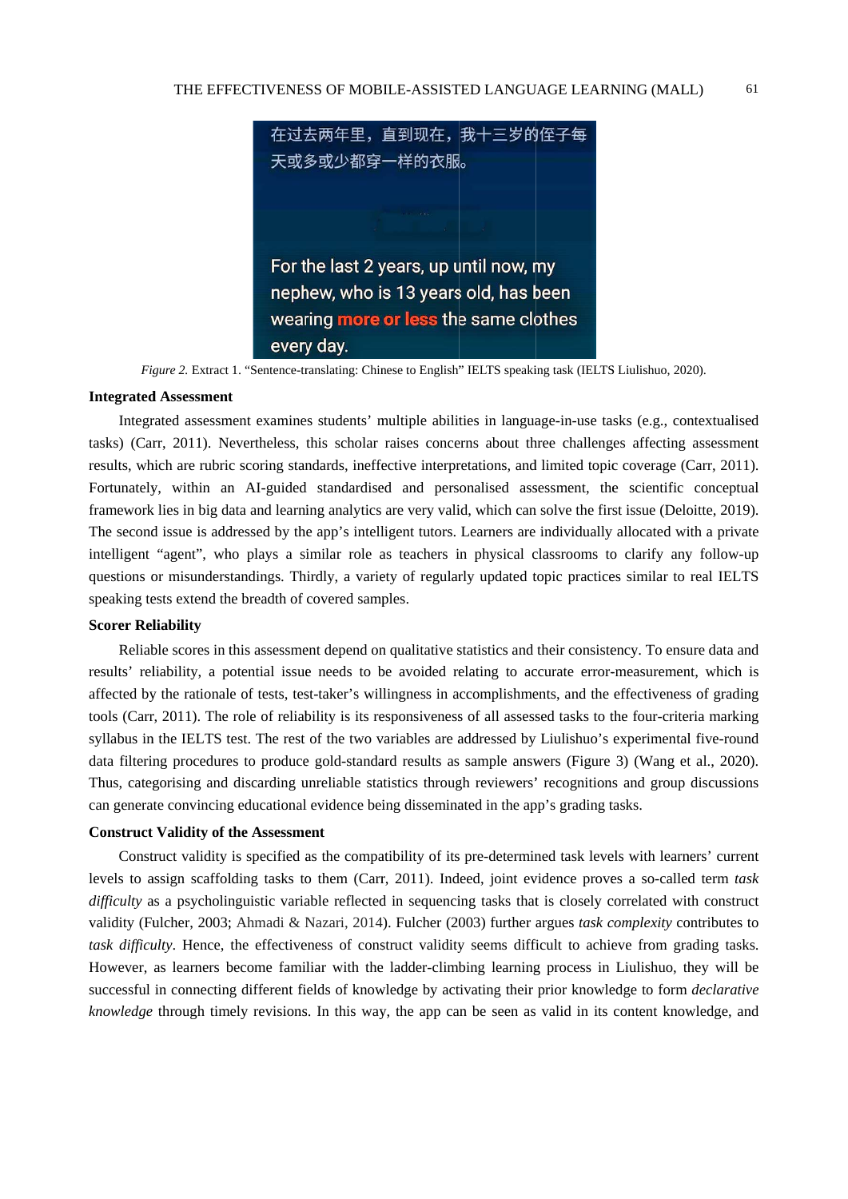在过去两年里，直到现在，我十三岁的侄子每天或多或少都穿一样的衣服。

For the last 2 years, up until now, my nephew, who is 13 years old, has been wearing **more or less** the same clothes every day.

*Figure 2.* Extract 1. “Sentence-translating: Chinese to English” IELTS speaking task (IELTS Liulishuo, 2020).

**Integrated Assessment**

Integrated assessment examines students’ multiple abilities in language-in-use tasks (e.g., contextualised tasks) (Carr, 2011). Nevertheless, this scholar raises concerns about three challenges affecting assessment results, which are rubric scoring standards, ineffective interpretations, and limited topic coverage (Carr, 2011). Fortunately, within an AI-guided standardised and personalised assessment, the scientific conceptual framework lies in big data and learning analytics are very valid, which can solve the first issue (Deloitte, 2019). The second issue is addressed by the app’s intelligent tutors. Learners are individually allocated with a private intelligent “agent”, who plays a similar role as teachers in physical classrooms to clarify any follow-up questions or misunderstandings. Thirdly, a variety of regularly updated topic practices similar to real IELTS speaking tests extend the breadth of covered samples.

**Scorer Reliability**

Reliable scores in this assessment depend on qualitative statistics and their consistency. To ensure data and results’ reliability, a potential issue needs to be avoided relating to accurate error-measurement, which is affected by the rationale of tests, test-taker’s willingness in accomplishments, and the effectiveness of grading tools (Carr, 2011). The role of reliability is its responsiveness of all assessed tasks to the four-criteria marking syllabus in the IELTS test. The rest of the two variables are addressed by Liulishuo’s experimental five-round data filtering procedures to produce gold-standard results as sample answers (Figure 3) (Wang et al., 2020). Thus, categorising and discarding unreliable statistics through reviewers’ recognitions and group discussions can generate convincing educational evidence being disseminated in the app’s grading tasks.

**Construct Validity of the Assessment**

Construct validity is specified as the compatibility of its pre-determined task levels with learners’ current levels to assign scaffolding tasks to them (Carr, 2011). Indeed, joint evidence proves a so-called term *task difficulty* as a psycholinguistic variable reflected in sequencing tasks that is closely correlated with construct validity (Fulcher, 2003; Ahmadi & Nazari, 2014). Fulcher (2003) further argues *task complexity* contributes to *task difficulty*. Hence, the effectiveness of construct validity seems difficult to achieve from grading tasks. However, as learners become familiar with the ladder-climbing learning process in Liulishuo, they will be successful in connecting different fields of knowledge by activating their prior knowledge to form *declarative knowledge* through timely revisions. In this way, the app can be seen as valid in its content knowledge, and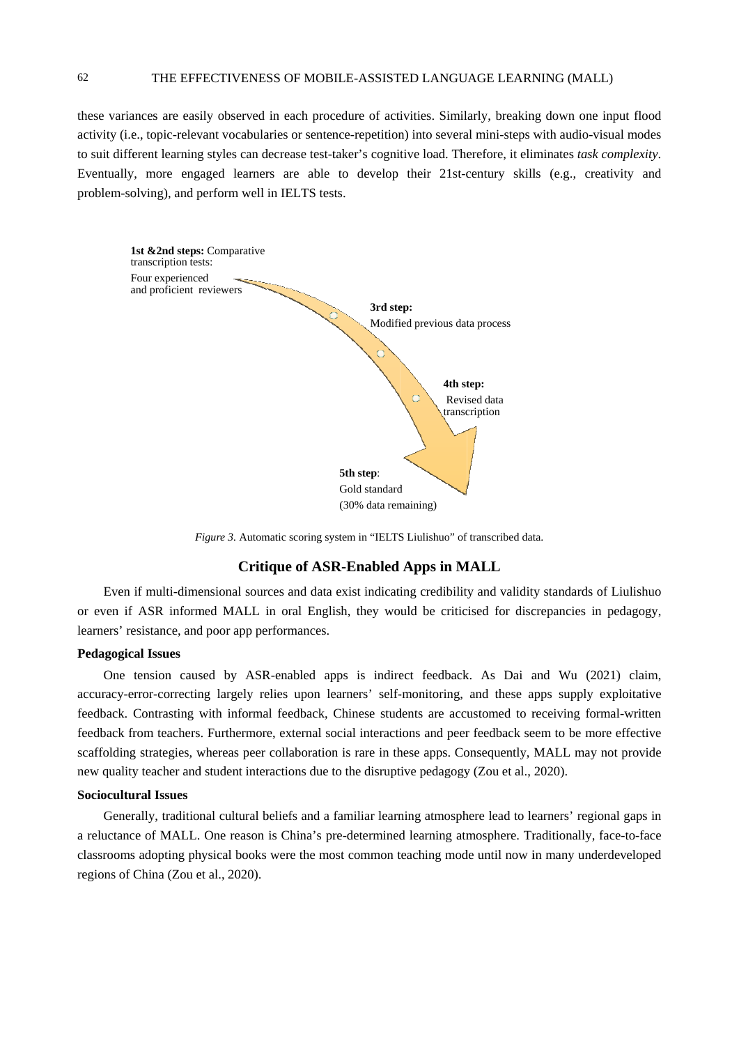these variances are easily observed in each procedure of activities. Similarly, breaking down one input flood activity (i.e., topic-relevant vocabularies or sentence-repetition) into several mini-steps with audio-visual modes to suit different learning styles can decrease test-taker's cognitive load. Therefore, it eliminates *task complexity*. Eventually, more engaged learners are able to develop their 21st-century skills (e.g., creativity and problem-solving), and perform well in IELTS tests.

**1st &2nd steps:** Comparative transcription tests: Four experienced and proficient reviewers

**3rd step:** Modified previous data process

**4th step:** Revised data transcription

**5th step**: Gold standard (30% data remaining)

*Figure 3.* Automatic scoring system in "IELTS Liulishuo" of transcribed data.

## Critique of ASR-Enabled Apps in MALL

Even if multi-dimensional sources and data exist indicating credibility and validity standards of Liulishuo or even if ASR informed MALL in oral English, they would be criticised for discrepancies in pedagogy, learners' resistance, and poor app performances.

### Pedagogical Issues

One tension caused by ASR-enabled apps is indirect feedback. As Dai and Wu (2021) claim, accuracy-error-correcting largely relies upon learners' self-monitoring, and these apps supply exploitative feedback. Contrasting with informal feedback, Chinese students are accustomed to receiving formal-written feedback from teachers. Furthermore, external social interactions and peer feedback seem to be more effective scaffolding strategies, whereas peer collaboration is rare in these apps. Consequently, MALL may not provide new quality teacher and student interactions due to the disruptive pedagogy (Zou et al., 2020).

### Sociocultural Issues

Generally, traditional cultural beliefs and a familiar learning atmosphere lead to learners' regional gaps in a reluctance of MALL. One reason is China's pre-determined learning atmosphere. Traditionally, face-to-face classrooms adopting physical books were the most common teaching mode until now in many underdeveloped regions of China (Zou et al., 2020).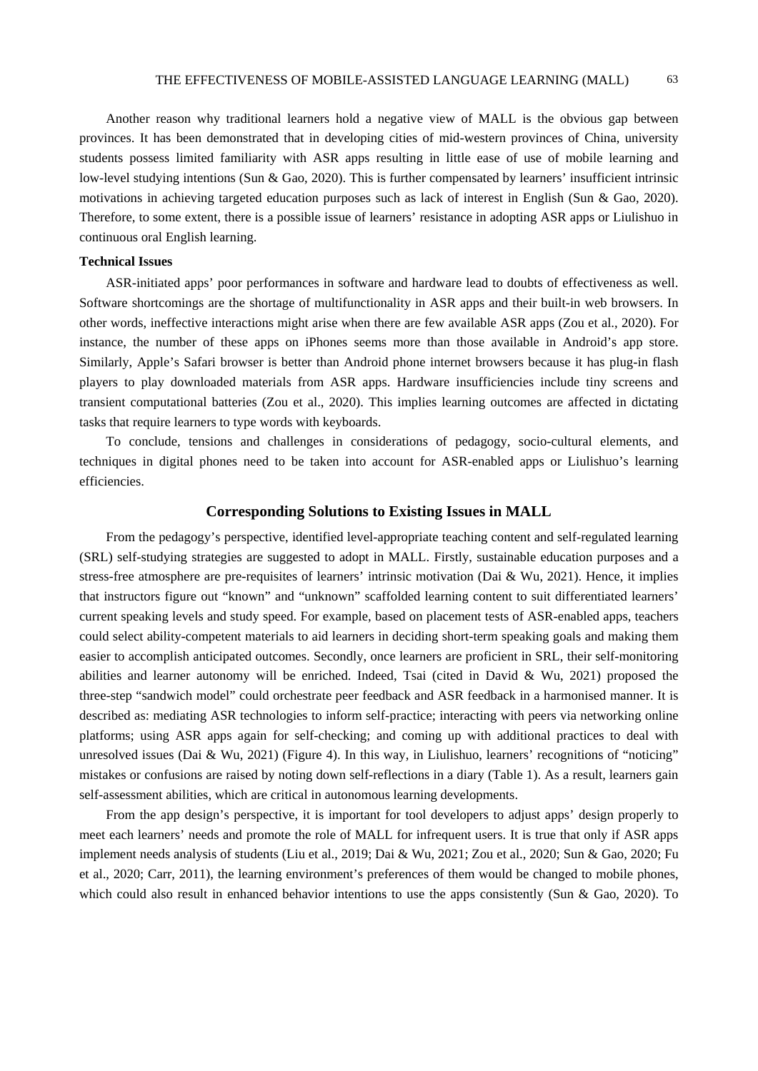Another reason why traditional learners hold a negative view of MALL is the obvious gap between provinces. It has been demonstrated that in developing cities of mid-western provinces of China, university students possess limited familiarity with ASR apps resulting in little ease of use of mobile learning and low-level studying intentions (Sun & Gao, 2020). This is further compensated by learners' insufficient intrinsic motivations in achieving targeted education purposes such as lack of interest in English (Sun & Gao, 2020). Therefore, to some extent, there is a possible issue of learners' resistance in adopting ASR apps or Liulishuo in continuous oral English learning.

**Technical Issues**

ASR-initiated apps' poor performances in software and hardware lead to doubts of effectiveness as well. Software shortcomings are the shortage of multifunctionality in ASR apps and their built-in web browsers. In other words, ineffective interactions might arise when there are few available ASR apps (Zou et al., 2020). For instance, the number of these apps on iPhones seems more than those available in Android's app store. Similarly, Apple's Safari browser is better than Android phone internet browsers because it has plug-in flash players to play downloaded materials from ASR apps. Hardware insufficiencies include tiny screens and transient computational batteries (Zou et al., 2020). This implies learning outcomes are affected in dictating tasks that require learners to type words with keyboards.

To conclude, tensions and challenges in considerations of pedagogy, socio-cultural elements, and techniques in digital phones need to be taken into account for ASR-enabled apps or Liulishuo's learning efficiencies.

## Corresponding Solutions to Existing Issues in MALL

From the pedagogy's perspective, identified level-appropriate teaching content and self-regulated learning (SRL) self-studying strategies are suggested to adopt in MALL. Firstly, sustainable education purposes and a stress-free atmosphere are pre-requisites of learners' intrinsic motivation (Dai & Wu, 2021). Hence, it implies that instructors figure out "known" and "unknown" scaffolded learning content to suit differentiated learners' current speaking levels and study speed. For example, based on placement tests of ASR-enabled apps, teachers could select ability-competent materials to aid learners in deciding short-term speaking goals and making them easier to accomplish anticipated outcomes. Secondly, once learners are proficient in SRL, their self-monitoring abilities and learner autonomy will be enriched. Indeed, Tsai (cited in David & Wu, 2021) proposed the three-step "sandwich model" could orchestrate peer feedback and ASR feedback in a harmonised manner. It is described as: mediating ASR technologies to inform self-practice; interacting with peers via networking online platforms; using ASR apps again for self-checking; and coming up with additional practices to deal with unresolved issues (Dai & Wu, 2021) (Figure 4). In this way, in Liulishuo, learners' recognitions of "noticing" mistakes or confusions are raised by noting down self-reflections in a diary (Table 1). As a result, learners gain self-assessment abilities, which are critical in autonomous learning developments.

From the app design's perspective, it is important for tool developers to adjust apps' design properly to meet each learners' needs and promote the role of MALL for infrequent users. It is true that only if ASR apps implement needs analysis of students (Liu et al., 2019; Dai & Wu, 2021; Zou et al., 2020; Sun & Gao, 2020; Fu et al., 2020; Carr, 2011), the learning environment's preferences of them would be changed to mobile phones, which could also result in enhanced behavior intentions to use the apps consistently (Sun & Gao, 2020). To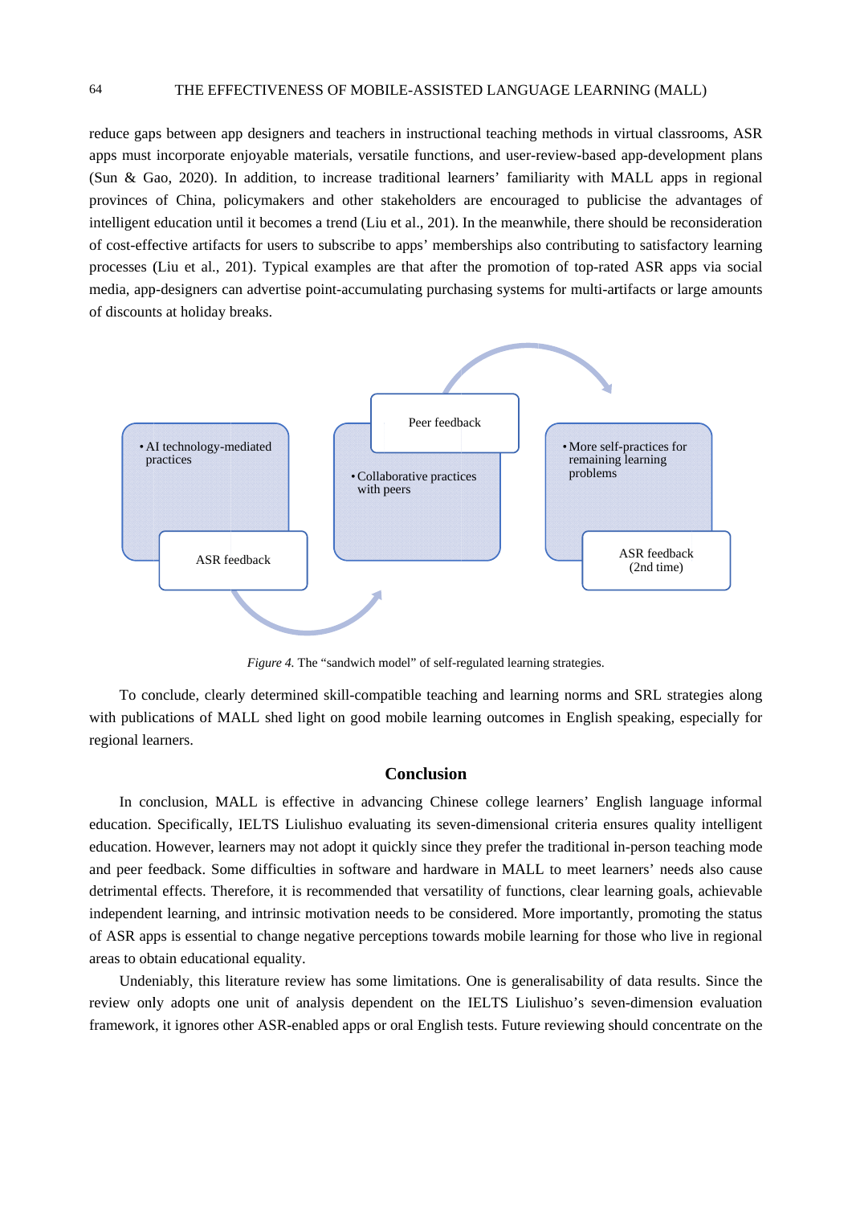reduce gaps between app designers and teachers in instructional teaching methods in virtual classrooms, ASR apps must incorporate enjoyable materials, versatile functions, and user-review-based app-development plans (Sun & Gao, 2020). In addition, to increase traditional learners' familiarity with MALL apps in regional provinces of China, policymakers and other stakeholders are encouraged to publicise the advantages of intelligent education until it becomes a trend (Liu et al., 201). In the meanwhile, there should be reconsideration of cost-effective artifacts for users to subscribe to apps' memberships also contributing to satisfactory learning processes (Liu et al., 201). Typical examples are that after the promotion of top-rated ASR apps via social media, app-designers can advertise point-accumulating purchasing systems for multi-artifacts or large amounts of discounts at holiday breaks.

- AI technology-mediated practices

ASR feedback

Peer feedback

- Collaborative practices with peers

- More self-practices for remaining learning problems

ASR feedback (2nd time)

*Figure 4.* The "sandwich model" of self-regulated learning strategies.

To conclude, clearly determined skill-compatible teaching and learning norms and SRL strategies along with publications of MALL shed light on good mobile learning outcomes in English speaking, especially for regional learners.

## Conclusion

In conclusion, MALL is effective in advancing Chinese college learners' English language informal education. Specifically, IELTS Liulishuo evaluating its seven-dimensional criteria ensures quality intelligent education. However, learners may not adopt it quickly since they prefer the traditional in-person teaching mode and peer feedback. Some difficulties in software and hardware in MALL to meet learners' needs also cause detrimental effects. Therefore, it is recommended that versatility of functions, clear learning goals, achievable independent learning, and intrinsic motivation needs to be considered. More importantly, promoting the status of ASR apps is essential to change negative perceptions towards mobile learning for those who live in regional areas to obtain educational equality.

Undeniably, this literature review has some limitations. One is generalisability of data results. Since the review only adopts one unit of analysis dependent on the IELTS Liulishuo's seven-dimension evaluation framework, it ignores other ASR-enabled apps or oral English tests. Future reviewing should concentrate on the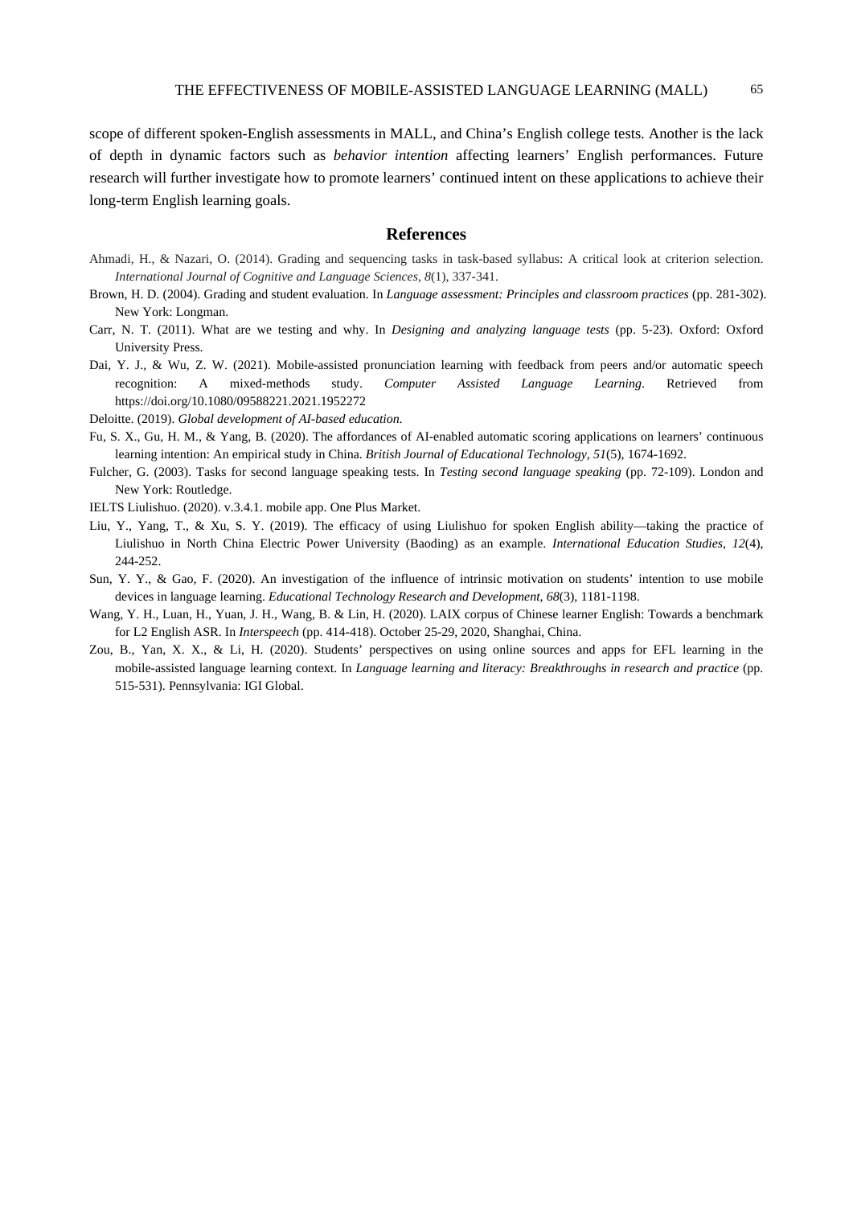scope of different spoken-English assessments in MALL, and China's English college tests. Another is the lack of depth in dynamic factors such as *behavior intention* affecting learners' English performances. Future research will further investigate how to promote learners' continued intent on these applications to achieve their long-term English learning goals.

## References

Ahmadi, H., & Nazari, O. (2014). Grading and sequencing tasks in task-based syllabus: A critical look at criterion selection. *International Journal of Cognitive and Language Sciences, 8*(1), 337-341.

Brown, H. D. (2004). Grading and student evaluation. In *Language assessment: Principles and classroom practices* (pp. 281-302). New York: Longman.

Carr, N. T. (2011). What are we testing and why. In *Designing and analyzing language tests* (pp. 5-23). Oxford: Oxford University Press.

Dai, Y. J., & Wu, Z. W. (2021). Mobile-assisted pronunciation learning with feedback from peers and/or automatic speech recognition: A mixed-methods study. *Computer Assisted Language Learning*. Retrieved from https://doi.org/10.1080/09588221.2021.1952272

Deloitte. (2019). *Global development of AI-based education.*

Fu, S. X., Gu, H. M., & Yang, B. (2020). The affordances of AI-enabled automatic scoring applications on learners' continuous learning intention: An empirical study in China. *British Journal of Educational Technology, 51*(5), 1674-1692.

Fulcher, G. (2003). Tasks for second language speaking tests. In *Testing second language speaking* (pp. 72-109). London and New York: Routledge.

IELTS Liulishuo. (2020). v.3.4.1. mobile app. One Plus Market.

Liu, Y., Yang, T., & Xu, S. Y. (2019). The efficacy of using Liulishuo for spoken English ability—taking the practice of Liulishuo in North China Electric Power University (Baoding) as an example. *International Education Studies, 12*(4), 244-252.

Sun, Y. Y., & Gao, F. (2020). An investigation of the influence of intrinsic motivation on students' intention to use mobile devices in language learning. *Educational Technology Research and Development, 68*(3), 1181-1198.

Wang, Y. H., Luan, H., Yuan, J. H., Wang, B. & Lin, H. (2020). LAIX corpus of Chinese learner English: Towards a benchmark for L2 English ASR. In *Interspeech* (pp. 414-418). October 25-29, 2020, Shanghai, China.

Zou, B., Yan, X. X., & Li, H. (2020). Students' perspectives on using online sources and apps for EFL learning in the mobile-assisted language learning context. In *Language learning and literacy: Breakthroughs in research and practice* (pp. 515-531). Pennsylvania: IGI Global.